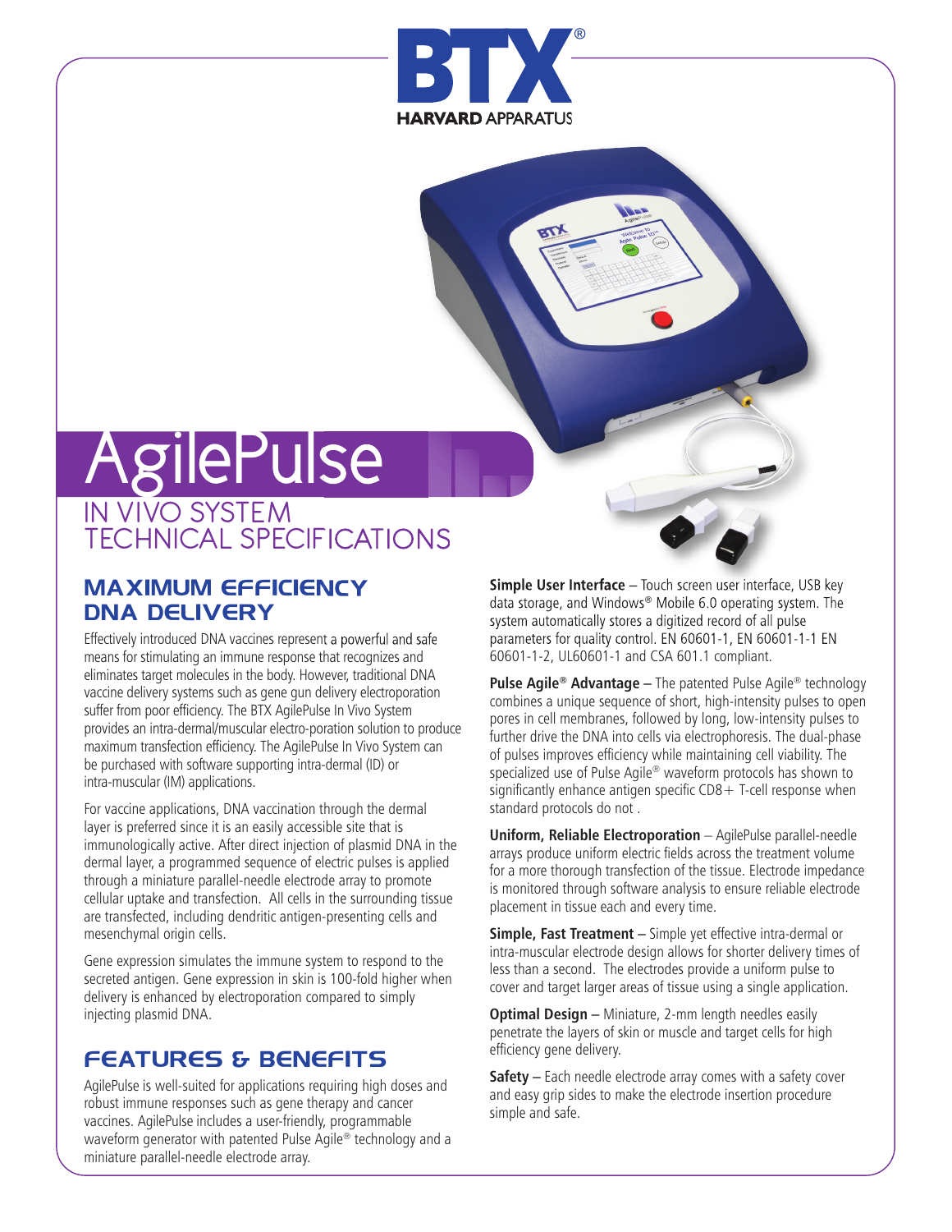# AgilePulse

## IN VIVO SYSTEM TECHNICAL SPECIFICATIONS

## MAXIMUM EFFICIENCY DNA DELIVERY

Effectively introduced DNA vaccines represent a powerful and safe means for stimulating an immune response that recognizes and eliminates target molecules in the body. However, traditional DNA vaccine delivery systems such as gene gun delivery electroporation suffer from poor efficiency. The BTX AgilePulse In Vivo System provides an intra-dermal/muscular electro-poration solution to produce maximum transfection efficiency. The AgilePulse In Vivo System can be purchased with software supporting intra-dermal (ID) or intra-muscular (IM) applications.

For vaccine applications, DNA vaccination through the dermal layer is preferred since it is an easily accessible site that is immunologically active. After direct injection of plasmid DNA in the dermal layer, a programmed sequence of electric pulses is applied through a miniature parallel-needle electrode array to promote cellular uptake and transfection. All cells in the surrounding tissue are transfected, including dendritic antigen-presenting cells and mesenchymal origin cells.

Gene expression simulates the immune system to respond to the secreted antigen. Gene expression in skin is 100-fold higher when delivery is enhanced by electroporation compared to simply injecting plasmid DNA.

## FEATURES & BENEFITS

AgilePulse is well-suited for applications requiring high doses and robust immune responses such as gene therapy and cancer vaccines. AgilePulse includes a user-friendly, programmable waveform generator with patented Pulse Agile® technology and a miniature parallel-needle electrode array.

**Simple User Interface** – Touch screen user interface, USB key data storage, and Windows® Mobile 6.0 operating system. The system automatically stores a digitized record of all pulse parameters for quality control. EN 60601-1, EN 60601-1-1 EN 60601-1-2, UL60601-1 and CSA 601.1 compliant.

**Pulse Agile® Advantage** – The patented Pulse Agile® technology combines a unique sequence of short, high-intensity pulses to open pores in cell membranes, followed by long, low-intensity pulses to further drive the DNA into cells via electrophoresis. The dual-phase of pulses improves efficiency while maintaining cell viability. The specialized use of Pulse Agile® waveform protocols has shown to significantly enhance antigen specific CD8+ T-cell response when standard protocols do not .

**Uniform, Reliable Electroporation** – AgilePulse parallel-needle arrays produce uniform electric fields across the treatment volume for a more thorough transfection of the tissue. Electrode impedance is monitored through software analysis to ensure reliable electrode placement in tissue each and every time.

**Simple, Fast Treatment** – Simple yet effective intra-dermal or intra-muscular electrode design allows for shorter delivery times of less than a second. The electrodes provide a uniform pulse to cover and target larger areas of tissue using a single application.

**Optimal Design** – Miniature, 2-mm length needles easily penetrate the layers of skin or muscle and target cells for high efficiency gene delivery.

**Safety** – Each needle electrode array comes with a safety cover and easy grip sides to make the electrode insertion procedure simple and safe.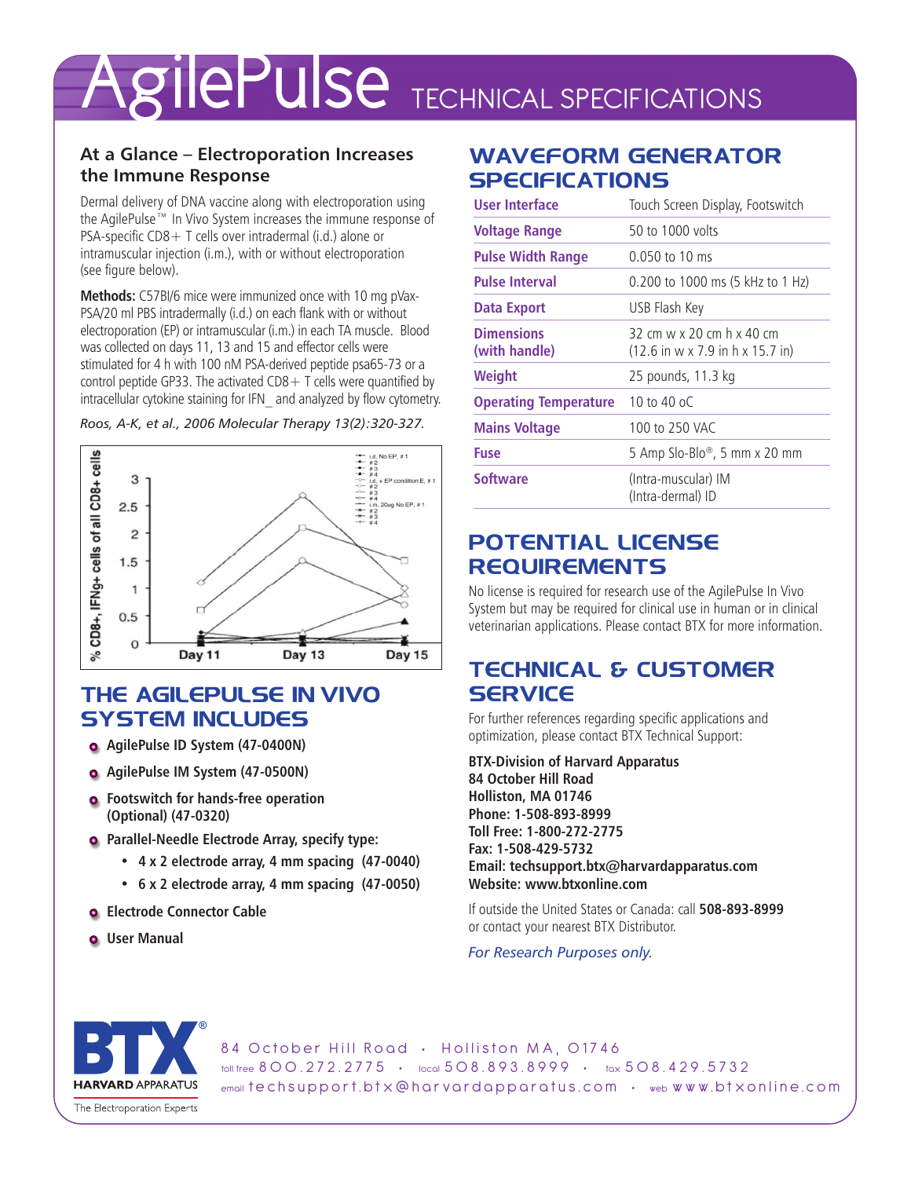# AgilePulse TECHNICAL SPECIFICATIONS

### At a Glance – Electroporation Increases the Immune Response

Dermal delivery of DNA vaccine along with electroporation using the AgilePulse™ In Vivo System increases the immune response of PSA-specific CD8+ T cells over intradermal (i.d.) alone or intramuscular injection (i.m.), with or without electroporation (see figure below).

**Methods:** C57Bl/6 mice were immunized once with 10 mg pVax-PSA/20 ml PBS intradermally (i.d.) on each flank with or without electroporation (EP) or intramuscular (i.m.) in each TA muscle. Blood was collected on days 11, 13 and 15 and effector cells were stimulated for 4 h with 100 nM PSA-derived peptide psa65-73 or a control peptide GP33. The activated CD8+ T cells were quantified by intracellular cytokine staining for IFN_ and analyzed by flow cytometry.

*Roos, A-K, et al., 2006 Molecular Therapy 13(2):320-327.*

% CD8+, IFNg+ cells of all CD8+ cells

3
2.5
2
1.5
1
0.5
0

Day 11
Day 13
Day 15

i.d. No EP, # 1
#2
#3
#4
i.d. + EP condition E, # 1
#2
#3
#4
i.m. 20ug No EP, # 1
#2
#3
#4

## THE AGILEPULSE IN VIVO SYSTEM INCLUDES

- **AgilePulse ID System (47-0400N)**
- **AgilePulse IM System (47-0500N)**
- **Footswitch for hands-free operation (Optional) (47-0320)**
- **Parallel-Needle Electrode Array, specify type:**
  - **4 x 2 electrode array, 4 mm spacing (47-0040)**
  - **6 x 2 electrode array, 4 mm spacing (47-0050)**
- **Electrode Connector Cable**
- **User Manual**

## WAVEFORM GENERATOR SPECIFICATIONS

| | |
|---|---|
| User Interface | Touch Screen Display, Footswitch |
| Voltage Range | 50 to 1000 volts |
| Pulse Width Range | 0.050 to 10 ms |
| Pulse Interval | 0.200 to 1000 ms (5 kHz to 1 Hz) |
| Data Export | USB Flash Key |
| Dimensions (with handle) | 32 cm w x 20 cm h x 40 cm (12.6 in w x 7.9 in h x 15.7 in) |
| Weight | 25 pounds, 11.3 kg |
| Operating Temperature | 10 to 40 oC |
| Mains Voltage | 100 to 250 VAC |
| Fuse | 5 Amp Slo-Blo®, 5 mm x 20 mm |
| Software | (Intra-muscular) IM (Intra-dermal) ID |

## POTENTIAL LICENSE REQUIREMENTS

No license is required for research use of the AgilePulse In Vivo System but may be required for clinical use in human or in clinical veterinarian applications. Please contact BTX for more information.

## TECHNICAL & CUSTOMER SERVICE

For further references regarding specific applications and optimization, please contact BTX Technical Support:

**BTX-Division of Harvard Apparatus**
**84 October Hill Road**
**Holliston, MA 01746**
**Phone: 1-508-893-8999**
**Toll Free: 1-800-272-2775**
**Fax: 1-508-429-5732**
**Email: techsupport.btx@harvardapparatus.com**
**Website: www.btxonline.com**

If outside the United States or Canada: call **508-893-8999** or contact your nearest BTX Distributor.

*For Research Purposes only.*

BTX® HARVARD APPARATUS
The Electroporation Experts

84 October Hill Road • Holliston MA, 01746
toll free 800.272.2775 • local 508.893.8999 • fax 508.429.5732
email techsupport.btx@harvardapparatus.com • web www.btxonline.com